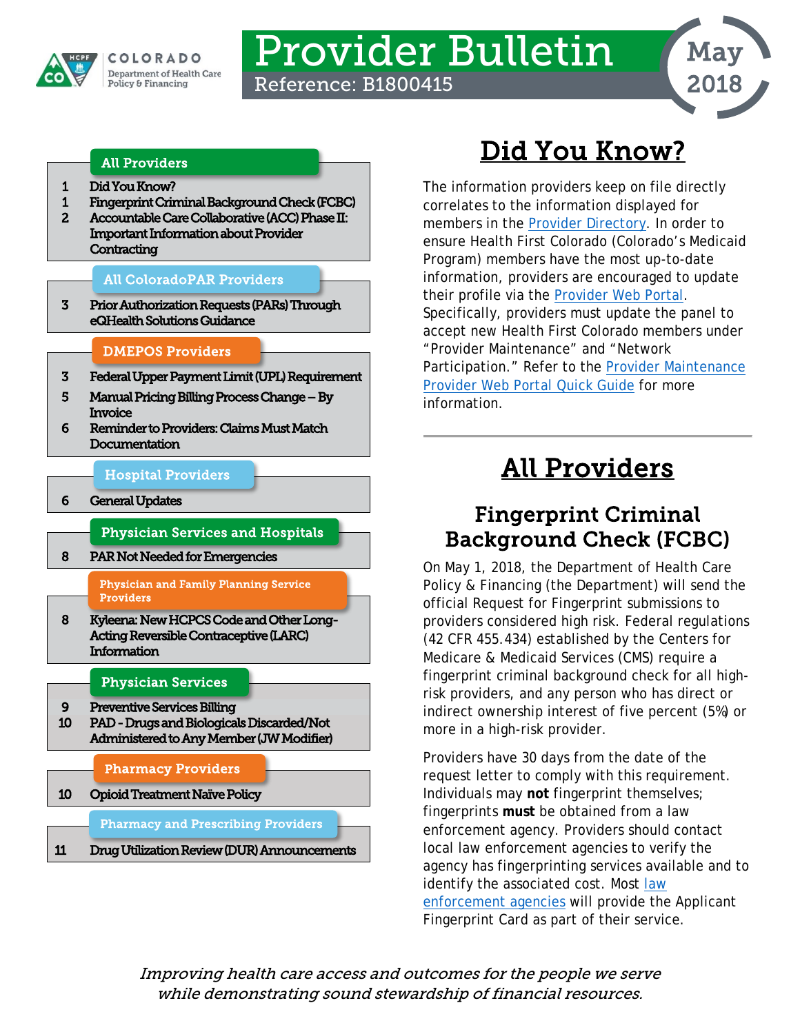COLORADO
Department of Health Care Policy & Financing

# Provider Bulletin

Reference: B1800415

May 2018

**All Providers**

1 Did You Know?
1 Fingerprint Criminal Background Check (FCBC)
2 Accountable Care Collaborative (ACC) Phase II: Important Information about Provider Contracting

**All ColoradoPAR Providers**

3 Prior Authorization Requests (PARs) Through eQHealth Solutions Guidance

**DMEPOS Providers**

3 Federal Upper Payment Limit (UPL) Requirement
5 Manual Pricing Billing Process Change – By Invoice
6 Reminder to Providers: Claims Must Match Documentation

**Hospital Providers**

6 General Updates

**Physician Services and Hospitals**

8 PAR Not Needed for Emergencies

**Physician and Family Planning Service Providers**

8 Kyleena: New HCPCS Code and Other Long-Acting Reversible Contraceptive (LARC) Information

**Physician Services**

9 Preventive Services Billing
10 PAD - Drugs and Biologicals Discarded/Not Administered to Any Member (JW Modifier)

**Pharmacy Providers**

10 Opioid Treatment Naïve Policy

**Pharmacy and Prescribing Providers**

11 Drug Utilization Review (DUR) Announcements

# Did You Know?

The information providers keep on file directly correlates to the information displayed for members in the Provider Directory. In order to ensure Health First Colorado (Colorado's Medicaid Program) members have the most up-to-date information, providers are encouraged to update their profile via the Provider Web Portal. Specifically, providers must update the panel to accept new Health First Colorado members under "Provider Maintenance" and "Network Participation." Refer to the Provider Maintenance Provider Web Portal Quick Guide for more information.

# All Providers

## Fingerprint Criminal Background Check (FCBC)

On May 1, 2018, the Department of Health Care Policy & Financing (the Department) will send the official Request for Fingerprint submissions to providers considered high risk. Federal regulations (42 CFR 455.434) established by the Centers for Medicare & Medicaid Services (CMS) require a fingerprint criminal background check for all high-risk providers, and any person who has direct or indirect ownership interest of five percent (5%) or more in a high-risk provider.

Providers have 30 days from the date of the request letter to comply with this requirement. Individuals may **not** fingerprint themselves; fingerprints **must** be obtained from a law enforcement agency. Providers should contact local law enforcement agencies to verify the agency has fingerprinting services available and to identify the associated cost. Most law enforcement agencies will provide the Applicant Fingerprint Card as part of their service.

*Improving health care access and outcomes for the people we serve while demonstrating sound stewardship of financial resources.*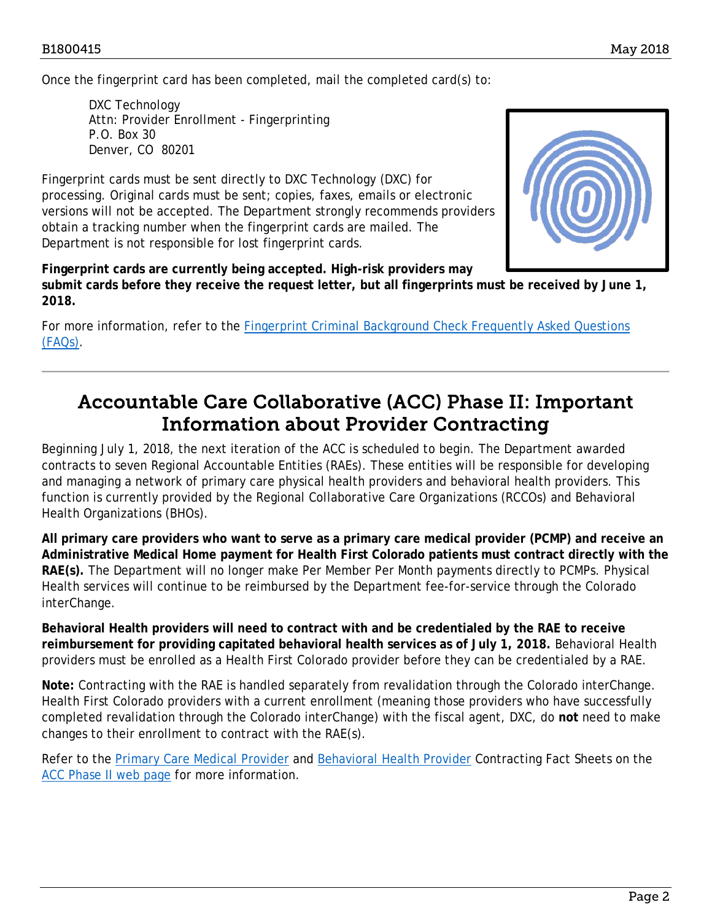Once the fingerprint card has been completed, mail the completed card(s) to:

DXC Technology
Attn: Provider Enrollment - Fingerprinting
P.O. Box 30
Denver, CO 80201

Fingerprint cards must be sent directly to DXC Technology (DXC) for processing. Original cards must be sent; copies, faxes, emails or electronic versions will not be accepted. The Department strongly recommends providers obtain a tracking number when the fingerprint cards are mailed. The Department is not responsible for lost fingerprint cards.

**Fingerprint cards are currently being accepted. High-risk providers may submit cards before they receive the request letter, but all fingerprints must be received by June 1, 2018.**

For more information, refer to the Fingerprint Criminal Background Check Frequently Asked Questions (FAQs).

---

# Accountable Care Collaborative (ACC) Phase II: Important Information about Provider Contracting

Beginning July 1, 2018, the next iteration of the ACC is scheduled to begin. The Department awarded contracts to seven Regional Accountable Entities (RAEs). These entities will be responsible for developing and managing a network of primary care physical health providers and behavioral health providers. This function is currently provided by the Regional Collaborative Care Organizations (RCCOs) and Behavioral Health Organizations (BHOs).

**All primary care providers who want to serve as a primary care medical provider (PCMP) and receive an Administrative Medical Home payment for Health First Colorado patients must contract directly with the RAE(s).** The Department will no longer make Per Member Per Month payments directly to PCMPs. Physical Health services will continue to be reimbursed by the Department fee-for-service through the Colorado interChange.

**Behavioral Health providers will need to contract with and be credentialed by the RAE to receive reimbursement for providing capitated behavioral health services as of July 1, 2018.** Behavioral Health providers must be enrolled as a Health First Colorado provider before they can be credentialed by a RAE.

**Note:** Contracting with the RAE is handled separately from revalidation through the Colorado interChange. Health First Colorado providers with a current enrollment (meaning those providers who have successfully completed revalidation through the Colorado interChange) with the fiscal agent, DXC, do **not** need to make changes to their enrollment to contract with the RAE(s).

Refer to the Primary Care Medical Provider and Behavioral Health Provider Contracting Fact Sheets on the ACC Phase II web page for more information.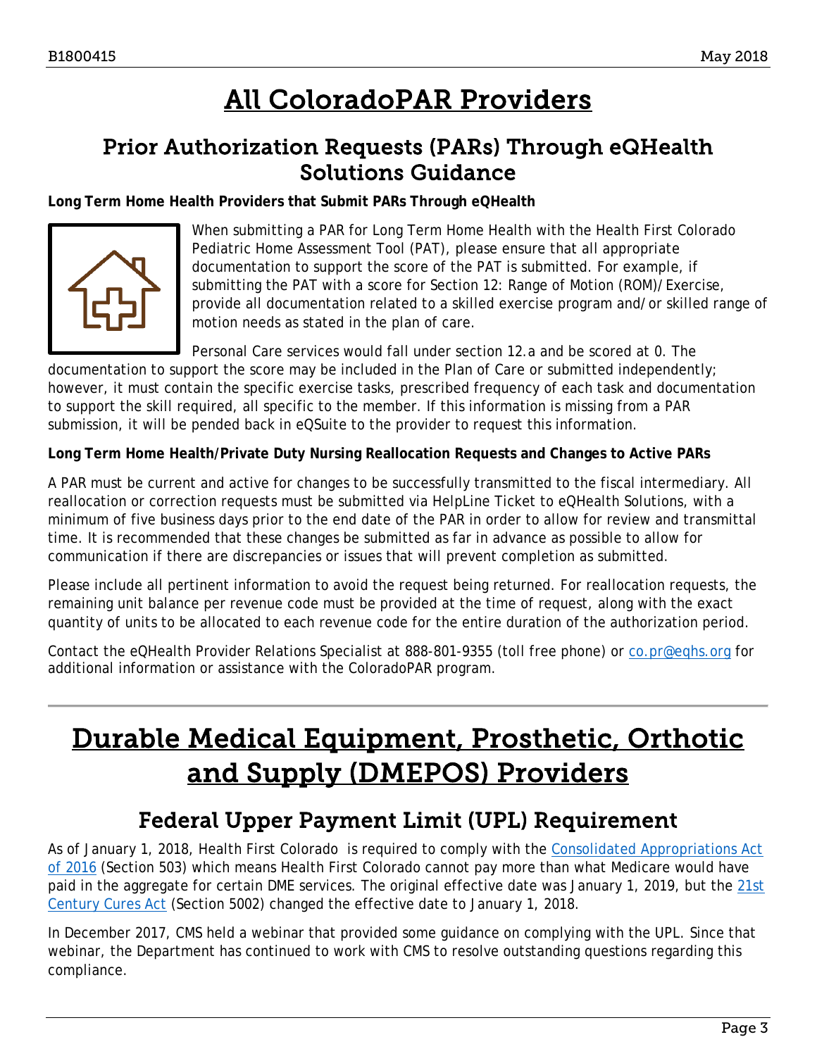# All ColoradoPAR Providers

## Prior Authorization Requests (PARs) Through eQHealth Solutions Guidance

**Long Term Home Health Providers that Submit PARs Through eQHealth**

When submitting a PAR for Long Term Home Health with the Health First Colorado Pediatric Home Assessment Tool (PAT), please ensure that all appropriate documentation to support the score of the PAT is submitted. For example, if submitting the PAT with a score for Section 12: Range of Motion (ROM)/Exercise, provide all documentation related to a skilled exercise program and/or skilled range of motion needs as stated in the plan of care.

Personal Care services would fall under section 12.a and be scored at 0. The documentation to support the score may be included in the Plan of Care or submitted independently; however, it must contain the specific exercise tasks, prescribed frequency of each task and documentation to support the skill required, all specific to the member. If this information is missing from a PAR submission, it will be pended back in eQSuite to the provider to request this information.

**Long Term Home Health/Private Duty Nursing Reallocation Requests and Changes to Active PARs**

A PAR must be current and active for changes to be successfully transmitted to the fiscal intermediary. All reallocation or correction requests must be submitted via HelpLine Ticket to eQHealth Solutions, with a minimum of five business days prior to the end date of the PAR in order to allow for review and transmittal time. It is recommended that these changes be submitted as far in advance as possible to allow for communication if there are discrepancies or issues that will prevent completion as submitted.

Please include all pertinent information to avoid the request being returned. For reallocation requests, the remaining unit balance per revenue code must be provided at the time of request, along with the exact quantity of units to be allocated to each revenue code for the entire duration of the authorization period.

Contact the eQHealth Provider Relations Specialist at 888-801-9355 (toll free phone) or co.pr@eqhs.org for additional information or assistance with the ColoradoPAR program.

---

# Durable Medical Equipment, Prosthetic, Orthotic and Supply (DMEPOS) Providers

## Federal Upper Payment Limit (UPL) Requirement

As of January 1, 2018, Health First Colorado is required to comply with the Consolidated Appropriations Act of 2016 (Section 503) which means Health First Colorado cannot pay more than what Medicare would have paid in the aggregate for certain DME services. The original effective date was January 1, 2019, but the 21st Century Cures Act (Section 5002) changed the effective date to January 1, 2018.

In December 2017, CMS held a webinar that provided some guidance on complying with the UPL. Since that webinar, the Department has continued to work with CMS to resolve outstanding questions regarding this compliance.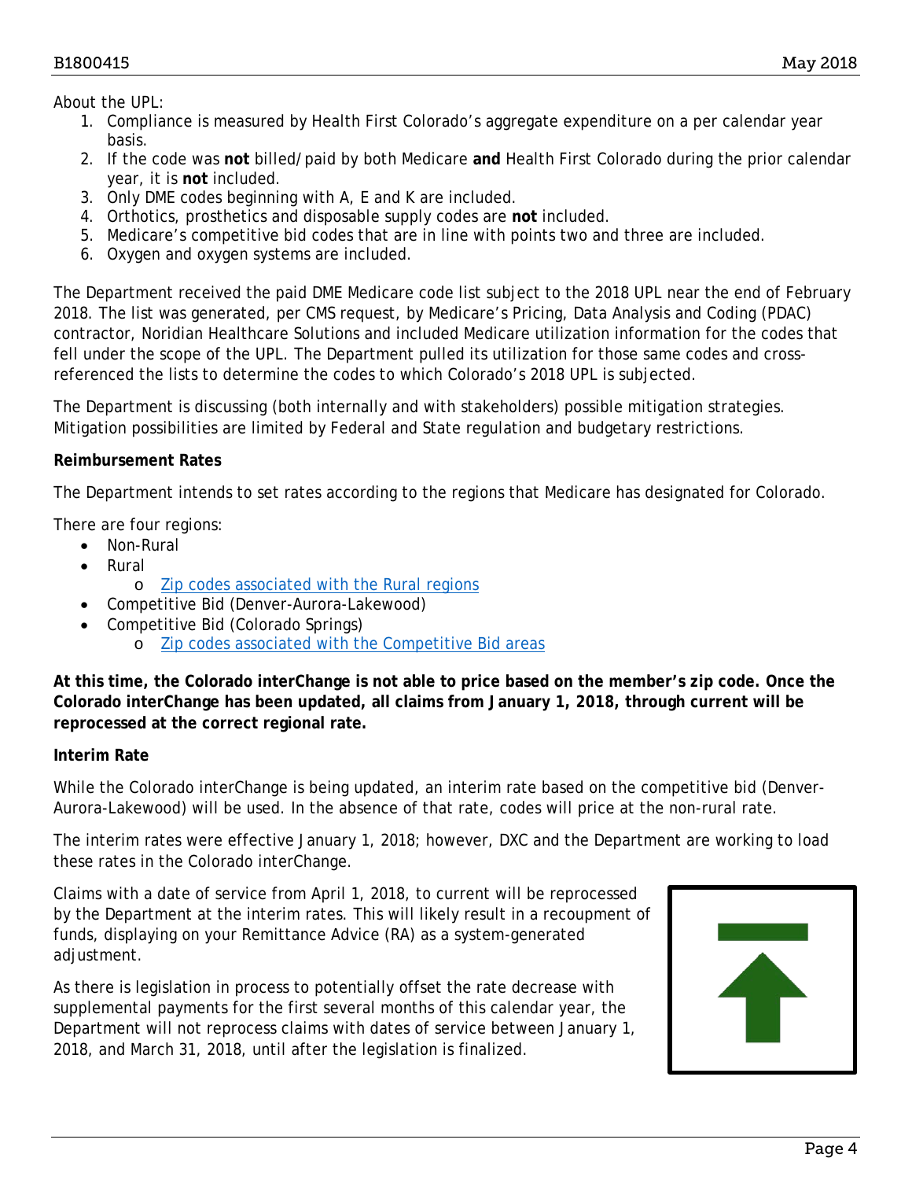About the UPL:

1. Compliance is measured by Health First Colorado's aggregate expenditure on a per calendar year basis.
2. If the code was **not** billed/paid by both Medicare **and** Health First Colorado during the prior calendar year, it is **not** included.
3. Only DME codes beginning with A, E and K are included.
4. Orthotics, prosthetics and disposable supply codes are **not** included.
5. Medicare's competitive bid codes that are in line with points two and three are included.
6. Oxygen and oxygen systems are included.

The Department received the paid DME Medicare code list subject to the 2018 UPL near the end of February 2018. The list was generated, per CMS request, by Medicare's Pricing, Data Analysis and Coding (PDAC) contractor, Noridian Healthcare Solutions and included Medicare utilization information for the codes that fell under the scope of the UPL. The Department pulled its utilization for those same codes and cross-referenced the lists to determine the codes to which Colorado's 2018 UPL is subjected.

The Department is discussing (both internally and with stakeholders) possible mitigation strategies. Mitigation possibilities are limited by Federal and State regulation and budgetary restrictions.

**Reimbursement Rates**

The Department intends to set rates according to the regions that Medicare has designated for Colorado.

There are four regions:

- Non-Rural
- Rural
  - Zip codes associated with the Rural regions
- Competitive Bid (Denver-Aurora-Lakewood)
- Competitive Bid (Colorado Springs)
  - Zip codes associated with the Competitive Bid areas

**At this time, the Colorado interChange is not able to price based on the member's zip code. Once the Colorado interChange has been updated, all claims from January 1, 2018, through current will be reprocessed at the correct regional rate.**

**Interim Rate**

While the Colorado interChange is being updated, an interim rate based on the competitive bid (Denver-Aurora-Lakewood) will be used. In the absence of that rate, codes will price at the non-rural rate.

The interim rates were effective January 1, 2018; however, DXC and the Department are working to load these rates in the Colorado interChange.

Claims with a date of service from April 1, 2018, to current will be reprocessed by the Department at the interim rates. This will likely result in a recoupment of funds, displaying on your Remittance Advice (RA) as a system-generated adjustment.

As there is legislation in process to potentially offset the rate decrease with supplemental payments for the first several months of this calendar year, the Department will not reprocess claims with dates of service between January 1, 2018, and March 31, 2018, until after the legislation is finalized.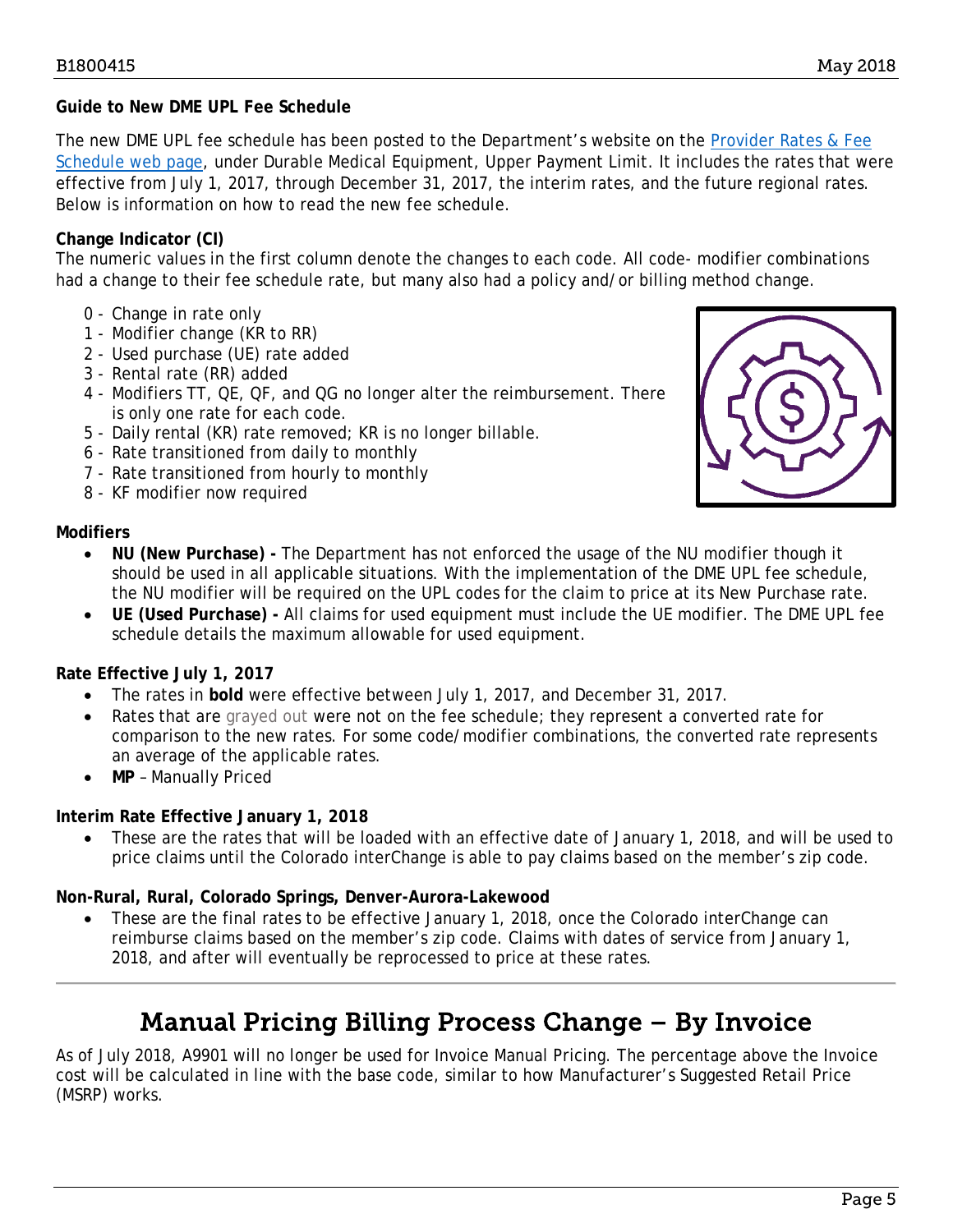**Guide to New DME UPL Fee Schedule**

The new DME UPL fee schedule has been posted to the Department's website on the [Provider Rates & Fee Schedule web page](), under Durable Medical Equipment, Upper Payment Limit. It includes the rates that were effective from July 1, 2017, through December 31, 2017, the interim rates, and the future regional rates. Below is information on how to read the new fee schedule.

**Change Indicator (CI)**

The numeric values in the first column denote the changes to each code. All code- modifier combinations had a change to their fee schedule rate, but many also had a policy and/or billing method change.

- 0 - Change in rate only
- 1 - Modifier change (KR to RR)
- 2 - Used purchase (UE) rate added
- 3 - Rental rate (RR) added
- 4 - Modifiers TT, QE, QF, and QG no longer alter the reimbursement. There is only one rate for each code.
- 5 - Daily rental (KR) rate removed; KR is no longer billable.
- 6 - Rate transitioned from daily to monthly
- 7 - Rate transitioned from hourly to monthly
- 8 - KF modifier now required

**Modifiers**

- **NU (New Purchase) -** The Department has not enforced the usage of the NU modifier though it should be used in all applicable situations. With the implementation of the DME UPL fee schedule, the NU modifier will be required on the UPL codes for the claim to price at its New Purchase rate.
- **UE (Used Purchase) -** All claims for used equipment must include the UE modifier. The DME UPL fee schedule details the maximum allowable for used equipment.

**Rate Effective July 1, 2017**

- The rates in **bold** were effective between July 1, 2017, and December 31, 2017.
- Rates that are grayed out were not on the fee schedule; they represent a converted rate for comparison to the new rates. For some code/modifier combinations, the converted rate represents an average of the applicable rates.
- **MP** – Manually Priced

**Interim Rate Effective January 1, 2018**

- These are the rates that will be loaded with an effective date of January 1, 2018, and will be used to price claims until the Colorado interChange is able to pay claims based on the member's zip code.

**Non-Rural, Rural, Colorado Springs, Denver-Aurora-Lakewood**

- These are the final rates to be effective January 1, 2018, once the Colorado interChange can reimburse claims based on the member's zip code. Claims with dates of service from January 1, 2018, and after will eventually be reprocessed to price at these rates.

## Manual Pricing Billing Process Change – By Invoice

As of July 2018, A9901 will no longer be used for Invoice Manual Pricing. The percentage above the Invoice cost will be calculated in line with the base code, similar to how Manufacturer's Suggested Retail Price (MSRP) works.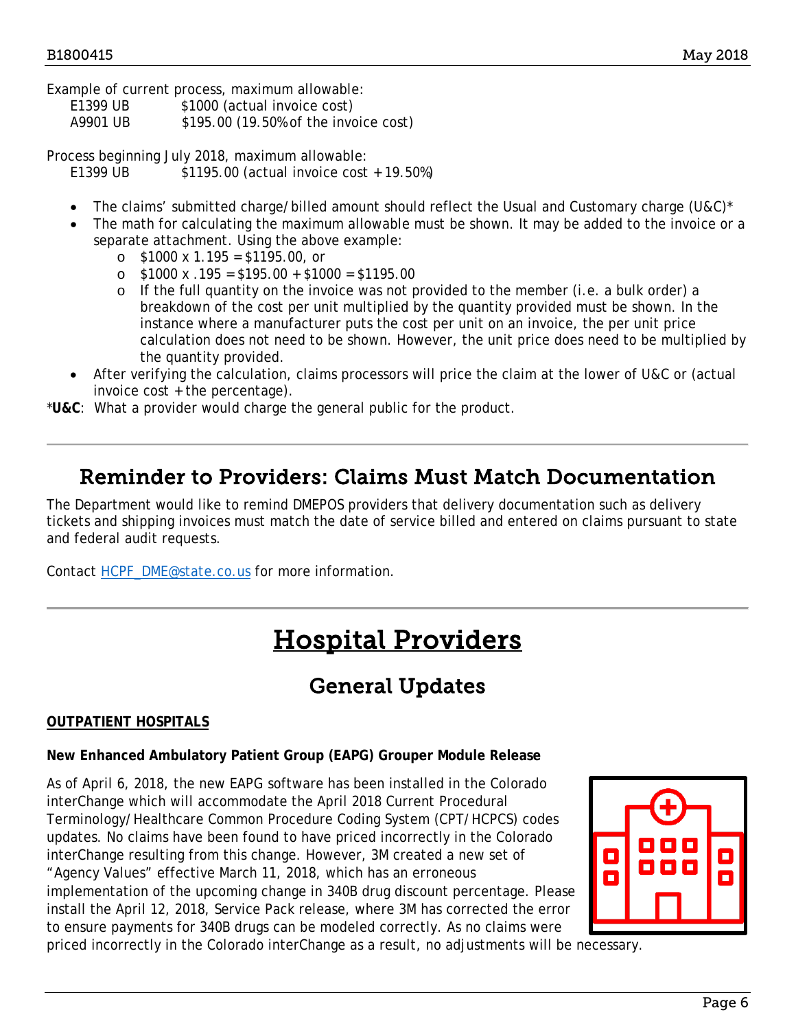Example of current process, maximum allowable:

E1399 UB $1000 (actual invoice cost)
A9901 UB $195.00 (19.50% of the invoice cost)

Process beginning July 2018, maximum allowable:

E1399 UB $1195.00 (actual invoice cost + 19.50%)

- The claims' submitted charge/billed amount should reflect the Usual and Customary charge (U&C)*
- The math for calculating the maximum allowable must be shown. It may be added to the invoice or a separate attachment. Using the above example:
  - $1000 x 1.195 = $1195.00, or
  - $1000 x .195 = $195.00 + $1000 = $1195.00
  - If the full quantity on the invoice was not provided to the member (i.e. a bulk order) a breakdown of the cost per unit multiplied by the quantity provided must be shown. In the instance where a manufacturer puts the cost per unit on an invoice, the per unit price calculation does not need to be shown. However, the unit price does need to be multiplied by the quantity provided.
- After verifying the calculation, claims processors will price the claim at the lower of U&C or (actual invoice cost + the percentage).

***U&C**: What a provider would charge the general public for the product.

## Reminder to Providers: Claims Must Match Documentation

The Department would like to remind DMEPOS providers that delivery documentation such as delivery tickets and shipping invoices must match the date of service billed and entered on claims pursuant to state and federal audit requests.

Contact HCPF_DME@state.co.us for more information.

# Hospital Providers

## General Updates

**OUTPATIENT HOSPITALS**

**New Enhanced Ambulatory Patient Group (EAPG) Grouper Module Release**

As of April 6, 2018, the new EAPG software has been installed in the Colorado interChange which will accommodate the April 2018 Current Procedural Terminology/Healthcare Common Procedure Coding System (CPT/HCPCS) codes updates. No claims have been found to have priced incorrectly in the Colorado interChange resulting from this change. However, 3M created a new set of "Agency Values" effective March 11, 2018, which has an erroneous implementation of the upcoming change in 340B drug discount percentage. Please install the April 12, 2018, Service Pack release, where 3M has corrected the error to ensure payments for 340B drugs can be modeled correctly. As no claims were priced incorrectly in the Colorado interChange as a result, no adjustments will be necessary.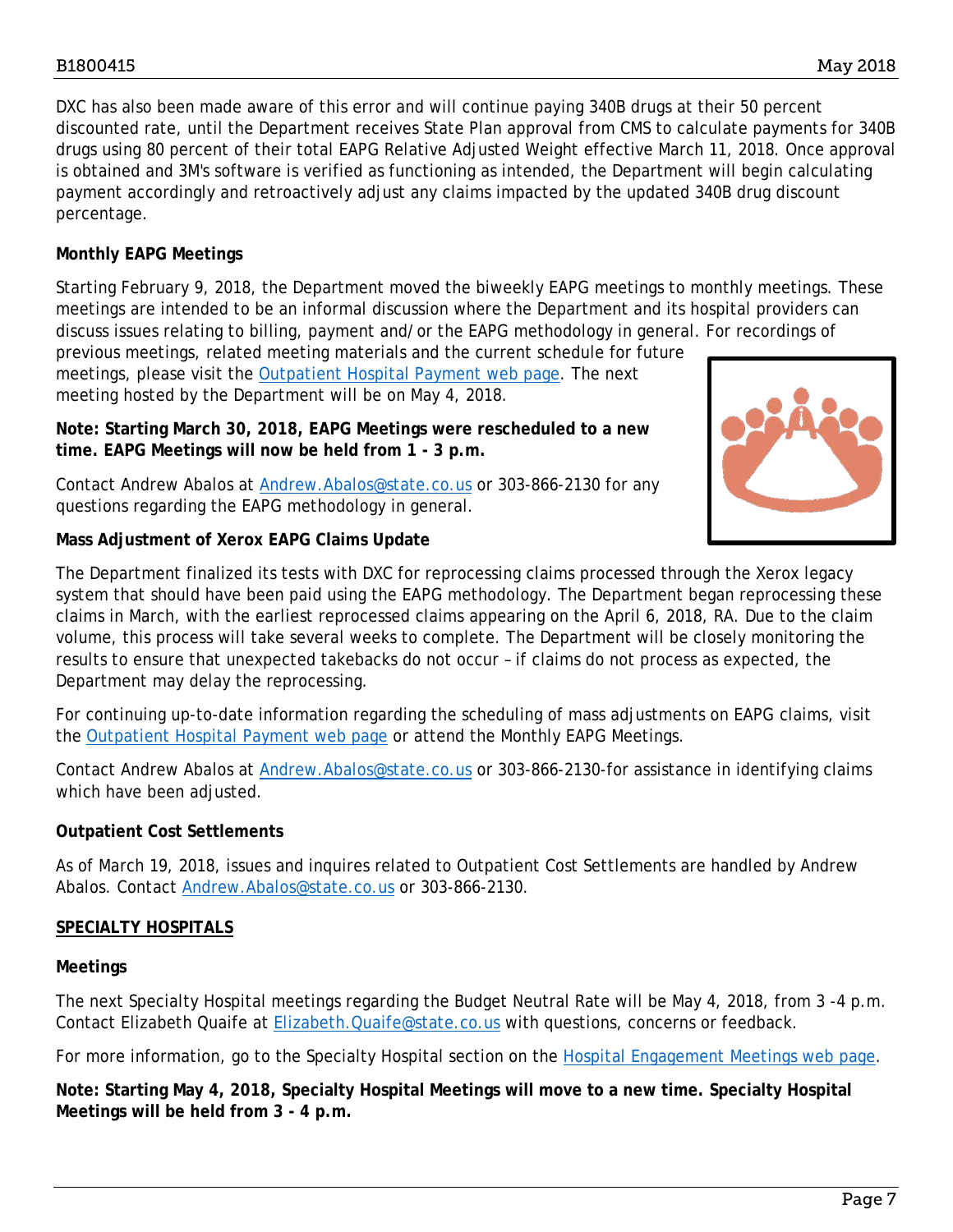DXC has also been made aware of this error and will continue paying 340B drugs at their 50 percent discounted rate, until the Department receives State Plan approval from CMS to calculate payments for 340B drugs using 80 percent of their total EAPG Relative Adjusted Weight effective March 11, 2018. Once approval is obtained and 3M's software is verified as functioning as intended, the Department will begin calculating payment accordingly and retroactively adjust any claims impacted by the updated 340B drug discount percentage.

**Monthly EAPG Meetings**

Starting February 9, 2018, the Department moved the biweekly EAPG meetings to monthly meetings. These meetings are intended to be an informal discussion where the Department and its hospital providers can discuss issues relating to billing, payment and/or the EAPG methodology in general. For recordings of previous meetings, related meeting materials and the current schedule for future meetings, please visit the [Outpatient Hospital Payment web page](). The next meeting hosted by the Department will be on May 4, 2018.

**Note: Starting March 30, 2018, EAPG Meetings were rescheduled to a new time. EAPG Meetings will now be held from 1 - 3 p.m.**

Contact Andrew Abalos at [Andrew.Abalos@state.co.us]() or 303-866-2130 for any questions regarding the EAPG methodology in general.

**Mass Adjustment of Xerox EAPG Claims Update**

The Department finalized its tests with DXC for reprocessing claims processed through the Xerox legacy system that should have been paid using the EAPG methodology. The Department began reprocessing these claims in March, with the earliest reprocessed claims appearing on the April 6, 2018, RA. Due to the claim volume, this process will take several weeks to complete. The Department will be closely monitoring the results to ensure that unexpected takebacks do not occur – if claims do not process as expected, the Department may delay the reprocessing.

For continuing up-to-date information regarding the scheduling of mass adjustments on EAPG claims, visit the [Outpatient Hospital Payment web page]() or attend the Monthly EAPG Meetings.

Contact Andrew Abalos at [Andrew.Abalos@state.co.us]() or 303-866-2130-for assistance in identifying claims which have been adjusted.

**Outpatient Cost Settlements**

As of March 19, 2018, issues and inquires related to Outpatient Cost Settlements are handled by Andrew Abalos. Contact [Andrew.Abalos@state.co.us]() or 303-866-2130.

## SPECIALTY HOSPITALS

**Meetings**

The next Specialty Hospital meetings regarding the Budget Neutral Rate will be May 4, 2018, from 3 -4 p.m. Contact Elizabeth Quaife at [Elizabeth.Quaife@state.co.us]() with questions, concerns or feedback.

For more information, go to the Specialty Hospital section on the [Hospital Engagement Meetings web page]().

**Note: Starting May 4, 2018, Specialty Hospital Meetings will move to a new time. Specialty Hospital Meetings will be held from 3 - 4 p.m.**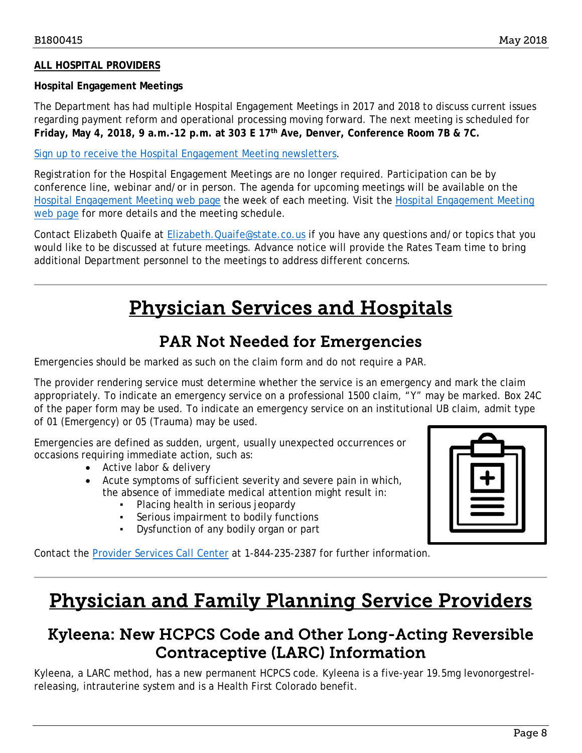**ALL HOSPITAL PROVIDERS**

**Hospital Engagement Meetings**

The Department has had multiple Hospital Engagement Meetings in 2017 and 2018 to discuss current issues regarding payment reform and operational processing moving forward. The next meeting is scheduled for **Friday, May 4, 2018, 9 a.m.-12 p.m. at 303 E 17th Ave, Denver, Conference Room 7B & 7C.**

Sign up to receive the Hospital Engagement Meeting newsletters.

Registration for the Hospital Engagement Meetings are no longer required. Participation can be by conference line, webinar and/or in person. The agenda for upcoming meetings will be available on the Hospital Engagement Meeting web page the week of each meeting. Visit the Hospital Engagement Meeting web page for more details and the meeting schedule.

Contact Elizabeth Quaife at Elizabeth.Quaife@state.co.us if you have any questions and/or topics that you would like to be discussed at future meetings. Advance notice will provide the Rates Team time to bring additional Department personnel to the meetings to address different concerns.

---

# Physician Services and Hospitals

## PAR Not Needed for Emergencies

Emergencies should be marked as such on the claim form and do not require a PAR.

The provider rendering service must determine whether the service is an emergency and mark the claim appropriately. To indicate an emergency service on a professional 1500 claim, "Y" may be marked. Box 24C of the paper form may be used. To indicate an emergency service on an institutional UB claim, admit type of 01 (Emergency) or 05 (Trauma) may be used.

Emergencies are defined as sudden, urgent, usually unexpected occurrences or occasions requiring immediate action, such as:

- Active labor & delivery
- Acute symptoms of sufficient severity and severe pain in which, the absence of immediate medical attention might result in:
  - Placing health in serious jeopardy
  - Serious impairment to bodily functions
  - Dysfunction of any bodily organ or part

Contact the Provider Services Call Center at 1-844-235-2387 for further information.

---

# Physician and Family Planning Service Providers

## Kyleena: New HCPCS Code and Other Long-Acting Reversible Contraceptive (LARC) Information

Kyleena, a LARC method, has a new permanent HCPCS code. Kyleena is a five-year 19.5mg levonorgestrel-releasing, intrauterine system and is a Health First Colorado benefit.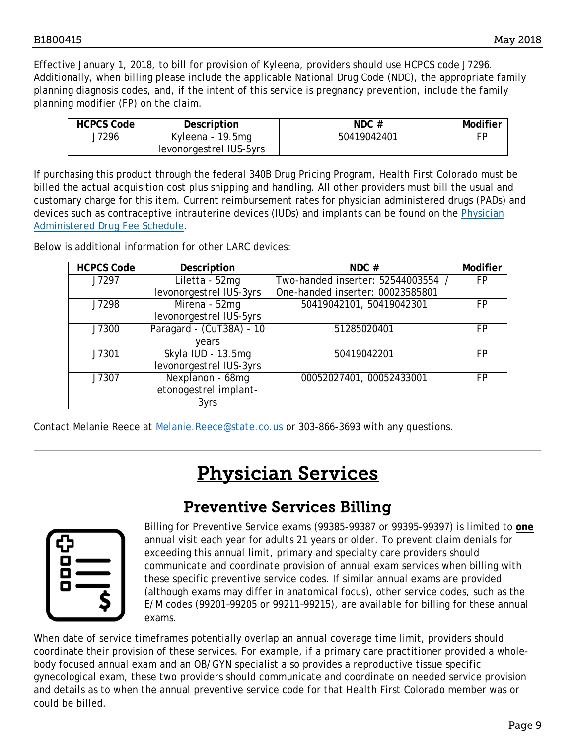Effective January 1, 2018, to bill for provision of Kyleena, providers should use HCPCS code J7296. Additionally, when billing please include the applicable National Drug Code (NDC), the appropriate family planning diagnosis codes, and, if the intent of this service is pregnancy prevention, include the family planning modifier (FP) on the claim.

| HCPCS Code | Description | NDC # | Modifier |
|---|---|---|---|
| J7296 | Kyleena - 19.5mg levonorgestrel IUS-5yrs | 50419042401 | FP |

If purchasing this product through the federal 340B Drug Pricing Program, Health First Colorado must be billed the actual acquisition cost plus shipping and handling. All other providers must bill the usual and customary charge for this item. Current reimbursement rates for physician administered drugs (PADs) and devices such as contraceptive intrauterine devices (IUDs) and implants can be found on the Physician Administered Drug Fee Schedule.

Below is additional information for other LARC devices:

| HCPCS Code | Description | NDC # | Modifier |
|---|---|---|---|
| J7297 | Liletta - 52mg levonorgestrel IUS-3yrs | Two-handed inserter: 52544003554 / One-handed inserter: 00023585801 | FP |
| J7298 | Mirena - 52mg levonorgestrel IUS-5yrs | 50419042101, 50419042301 | FP |
| J7300 | Paragard - (CuT38A) - 10 years | 51285020401 | FP |
| J7301 | Skyla IUD - 13.5mg levonorgestrel IUS-3yrs | 50419042201 | FP |
| J7307 | Nexplanon - 68mg etonogestrel implant-3yrs | 00052027401, 00052433001 | FP |

Contact Melanie Reece at Melanie.Reece@state.co.us or 303-866-3693 with any questions.

# Physician Services

## Preventive Services Billing

Billing for Preventive Service exams (99385-99387 or 99395-99397) is limited to **one** annual visit each year for adults 21 years or older. To prevent claim denials for exceeding this annual limit, primary and specialty care providers should communicate and coordinate provision of annual exam services when billing with these specific preventive service codes. If similar annual exams are provided (although exams may differ in anatomical focus), other service codes, such as the E/M codes (99201–99205 or 99211–99215), are available for billing for these annual exams.

When date of service timeframes potentially overlap an annual coverage time limit, providers should coordinate their provision of these services. For example, if a primary care practitioner provided a whole-body focused annual exam and an OB/GYN specialist also provides a reproductive tissue specific gynecological exam, these two providers should communicate and coordinate on needed service provision and details as to when the annual preventive service code for that Health First Colorado member was or could be billed.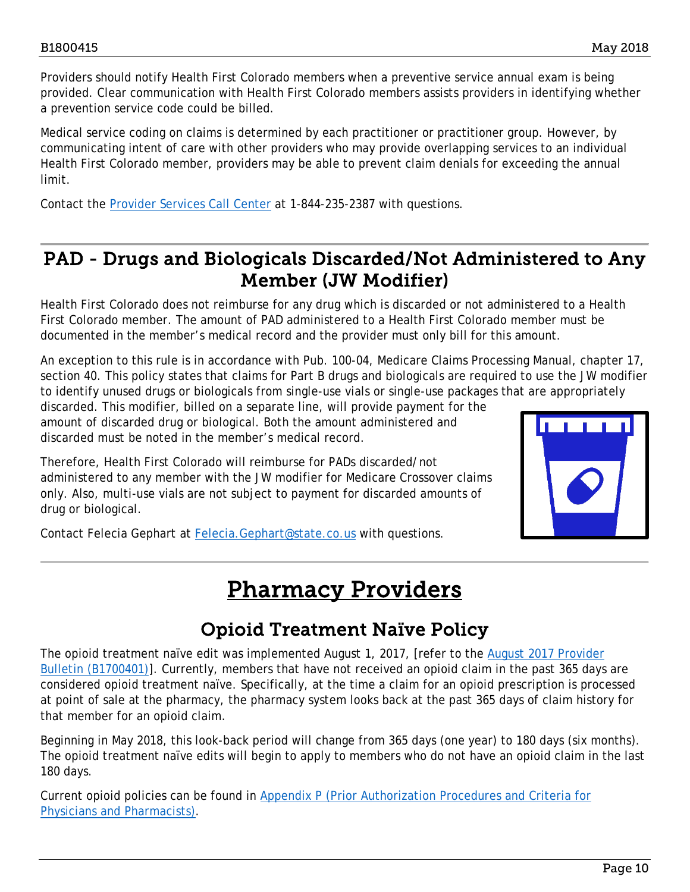Providers should notify Health First Colorado members when a preventive service annual exam is being provided. Clear communication with Health First Colorado members assists providers in identifying whether a prevention service code could be billed.

Medical service coding on claims is determined by each practitioner or practitioner group. However, by communicating intent of care with other providers who may provide overlapping services to an individual Health First Colorado member, providers may be able to prevent claim denials for exceeding the annual limit.

Contact the [Provider Services Call Center](#) at 1-844-235-2387 with questions.

## PAD - Drugs and Biologicals Discarded/Not Administered to Any Member (JW Modifier)

Health First Colorado does not reimburse for any drug which is discarded or not administered to a Health First Colorado member. The amount of PAD administered to a Health First Colorado member must be documented in the member's medical record and the provider must only bill for this amount.

An exception to this rule is in accordance with Pub. 100-04, Medicare Claims Processing Manual, chapter 17, section 40. This policy states that claims for Part B drugs and biologicals are required to use the JW modifier to identify unused drugs or biologicals from single-use vials or single-use packages that are appropriately discarded. This modifier, billed on a separate line, will provide payment for the amount of discarded drug or biological. Both the amount administered and discarded must be noted in the member's medical record.

Therefore, Health First Colorado will reimburse for PADs discarded/not administered to any member with the JW modifier for Medicare Crossover claims only. Also, multi-use vials are not subject to payment for discarded amounts of drug or biological.

Contact Felecia Gephart at [Felecia.Gephart@state.co.us](mailto:Felecia.Gephart@state.co.us) with questions.

# Pharmacy Providers

## Opioid Treatment Naïve Policy

The opioid treatment naïve edit was implemented August 1, 2017, [refer to the [August 2017 Provider Bulletin (B1700401)](#)]. Currently, members that have not received an opioid claim in the past 365 days are considered opioid treatment naïve. Specifically, at the time a claim for an opioid prescription is processed at point of sale at the pharmacy, the pharmacy system looks back at the past 365 days of claim history for that member for an opioid claim.

Beginning in May 2018, this look-back period will change from 365 days (one year) to 180 days (six months). The opioid treatment naïve edits will begin to apply to members who do not have an opioid claim in the last 180 days.

Current opioid policies can be found in [Appendix P (Prior Authorization Procedures and Criteria for Physicians and Pharmacists)](#).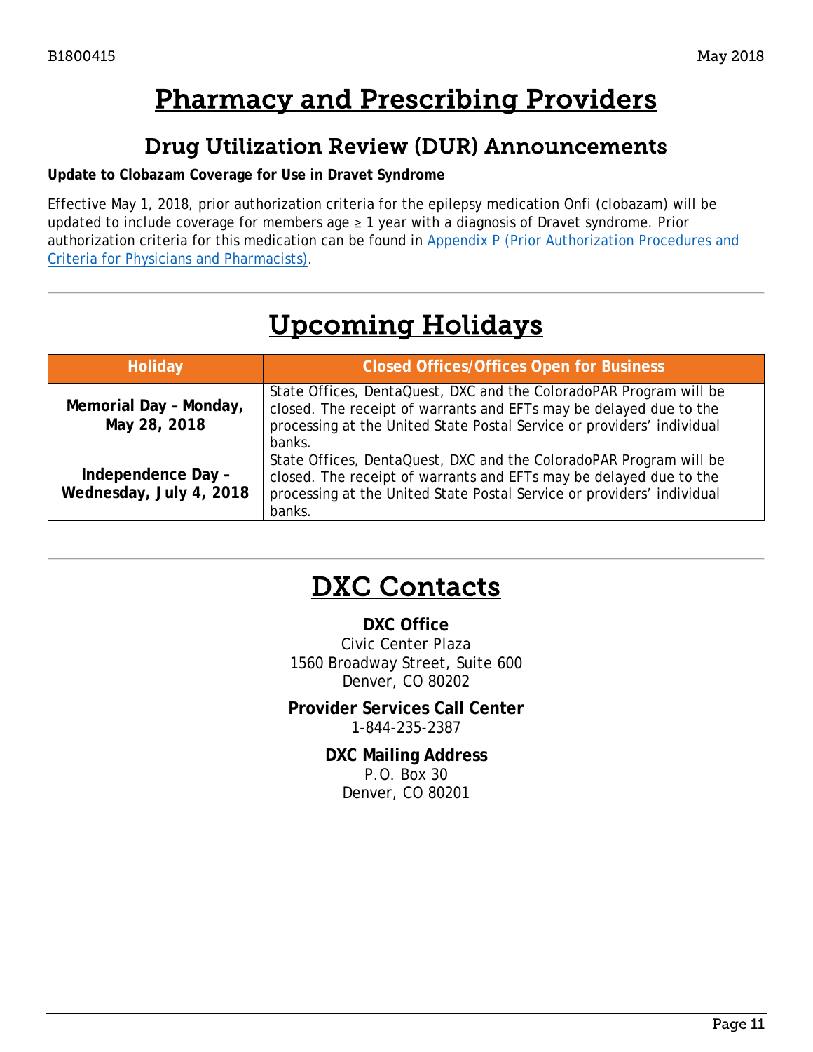# Pharmacy and Prescribing Providers

## Drug Utilization Review (DUR) Announcements

**Update to Clobazam Coverage for Use in Dravet Syndrome**

Effective May 1, 2018, prior authorization criteria for the epilepsy medication Onfi (clobazam) will be updated to include coverage for members age ≥ 1 year with a diagnosis of Dravet syndrome. Prior authorization criteria for this medication can be found in Appendix P (Prior Authorization Procedures and Criteria for Physicians and Pharmacists).

# Upcoming Holidays

| Holiday | Closed Offices/Offices Open for Business |
|---|---|
| **Memorial Day - Monday, May 28, 2018** | State Offices, DentaQuest, DXC and the ColoradoPAR Program will be closed. The receipt of warrants and EFTs may be delayed due to the processing at the United State Postal Service or providers' individual banks. |
| **Independence Day – Wednesday, July 4, 2018** | State Offices, DentaQuest, DXC and the ColoradoPAR Program will be closed. The receipt of warrants and EFTs may be delayed due to the processing at the United State Postal Service or providers' individual banks. |

# DXC Contacts

**DXC Office**
Civic Center Plaza
1560 Broadway Street, Suite 600
Denver, CO 80202

**Provider Services Call Center**
1-844-235-2387

**DXC Mailing Address**
P.O. Box 30
Denver, CO 80201